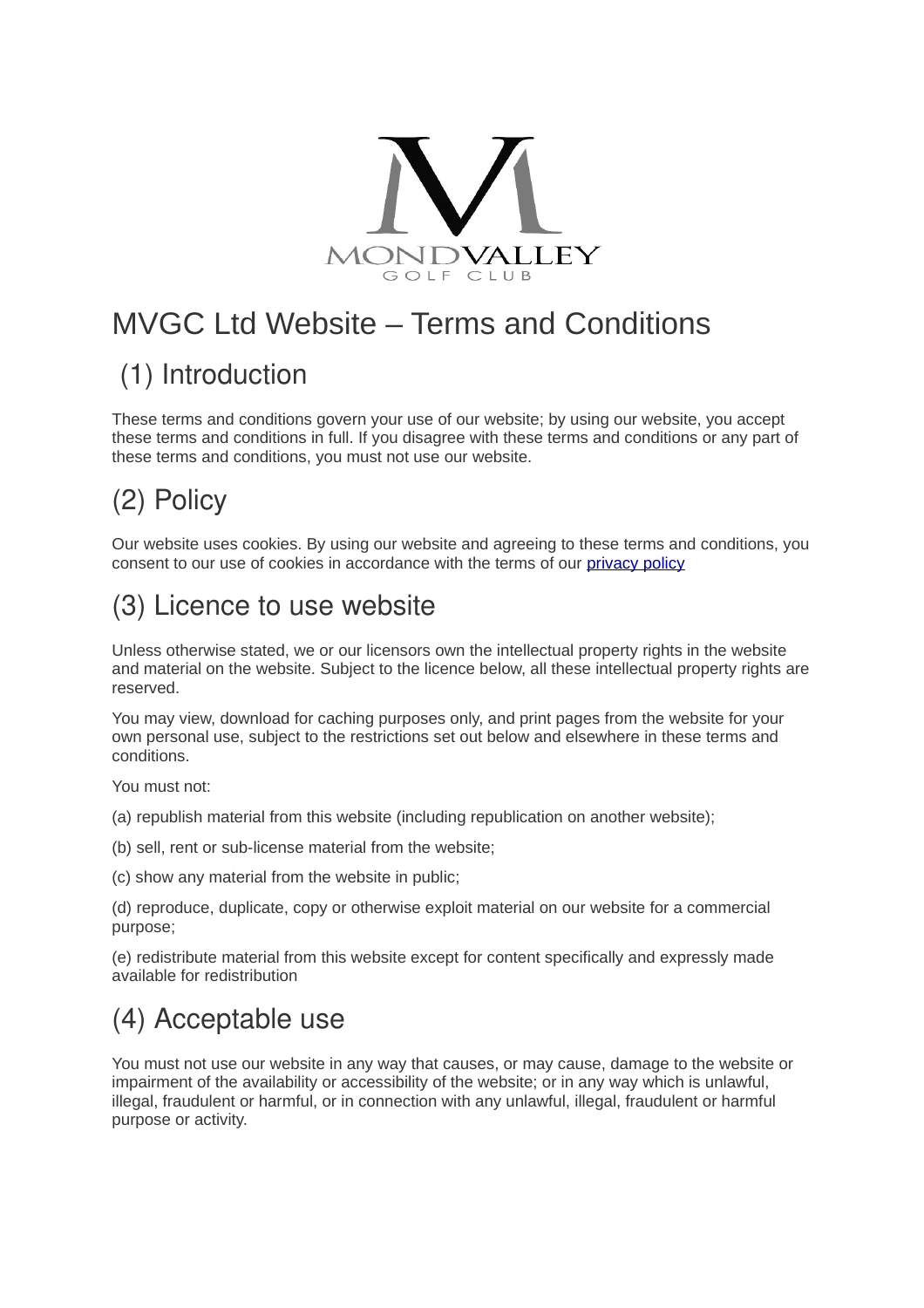# MVGC Ltd Website – Terms and Conditions

## (1) Introduction

These terms and conditions govern your use of our website; by using our website, you accept these terms and conditions in full. If you disagree with these terms and conditions or any part of these terms and conditions, you must not use our website.

## (2) Policy

Our website uses cookies. By using our website and agreeing to these terms and conditions, you consent to our use of cookies in accordance with the terms of our privacy policy

## (3) Licence to use website

Unless otherwise stated, we or our licensors own the intellectual property rights in the website and material on the website. Subject to the licence below, all these intellectual property rights are reserved.

You may view, download for caching purposes only, and print pages from the website for your own personal use, subject to the restrictions set out below and elsewhere in these terms and conditions.

You must not:

(a) republish material from this website (including republication on another website);

(b) sell, rent or sub-license material from the website;

(c) show any material from the website in public;

(d) reproduce, duplicate, copy or otherwise exploit material on our website for a commercial purpose;

(e) redistribute material from this website except for content specifically and expressly made available for redistribution

## (4) Acceptable use

You must not use our website in any way that causes, or may cause, damage to the website or impairment of the availability or accessibility of the website; or in any way which is unlawful, illegal, fraudulent or harmful, or in connection with any unlawful, illegal, fraudulent or harmful purpose or activity.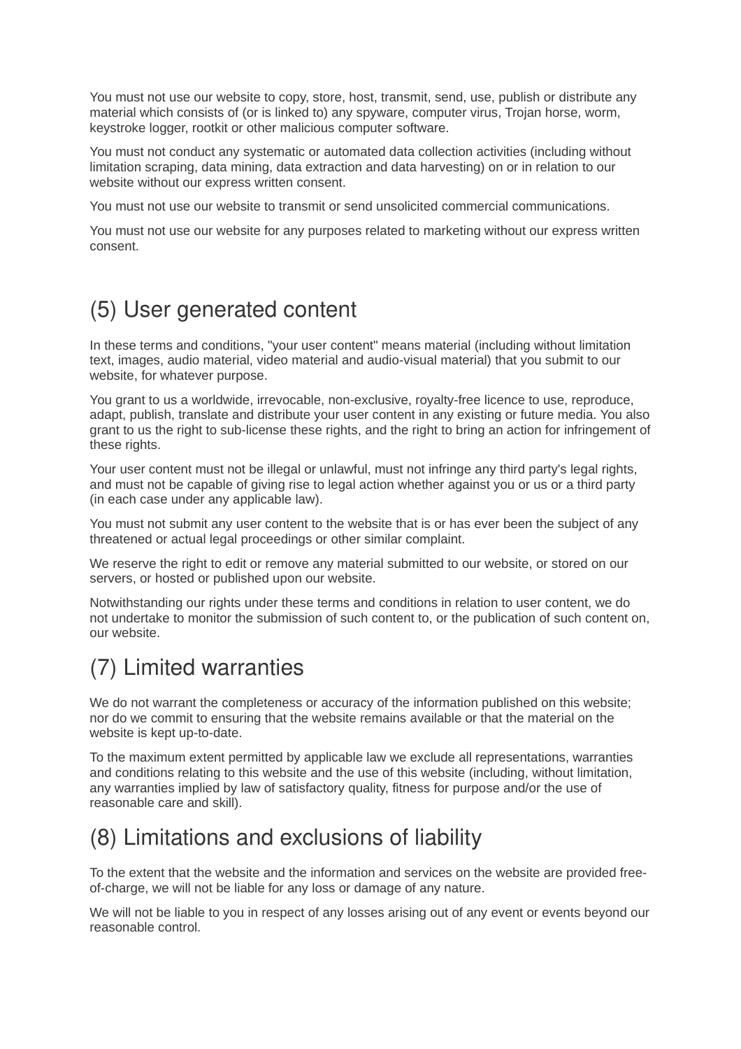You must not use our website to copy, store, host, transmit, send, use, publish or distribute any material which consists of (or is linked to) any spyware, computer virus, Trojan horse, worm, keystroke logger, rootkit or other malicious computer software.

You must not conduct any systematic or automated data collection activities (including without limitation scraping, data mining, data extraction and data harvesting) on or in relation to our website without our express written consent.

You must not use our website to transmit or send unsolicited commercial communications.

You must not use our website for any purposes related to marketing without our express written consent.

## (5) User generated content

In these terms and conditions, "your user content" means material (including without limitation text, images, audio material, video material and audio-visual material) that you submit to our website, for whatever purpose.

You grant to us a worldwide, irrevocable, non-exclusive, royalty-free licence to use, reproduce, adapt, publish, translate and distribute your user content in any existing or future media. You also grant to us the right to sub-license these rights, and the right to bring an action for infringement of these rights.

Your user content must not be illegal or unlawful, must not infringe any third party's legal rights, and must not be capable of giving rise to legal action whether against you or us or a third party (in each case under any applicable law).

You must not submit any user content to the website that is or has ever been the subject of any threatened or actual legal proceedings or other similar complaint.

We reserve the right to edit or remove any material submitted to our website, or stored on our servers, or hosted or published upon our website.

Notwithstanding our rights under these terms and conditions in relation to user content, we do not undertake to monitor the submission of such content to, or the publication of such content on, our website.

## (7) Limited warranties

We do not warrant the completeness or accuracy of the information published on this website; nor do we commit to ensuring that the website remains available or that the material on the website is kept up-to-date.

To the maximum extent permitted by applicable law we exclude all representations, warranties and conditions relating to this website and the use of this website (including, without limitation, any warranties implied by law of satisfactory quality, fitness for purpose and/or the use of reasonable care and skill).

## (8) Limitations and exclusions of liability

To the extent that the website and the information and services on the website are provided free-of-charge, we will not be liable for any loss or damage of any nature.

We will not be liable to you in respect of any losses arising out of any event or events beyond our reasonable control.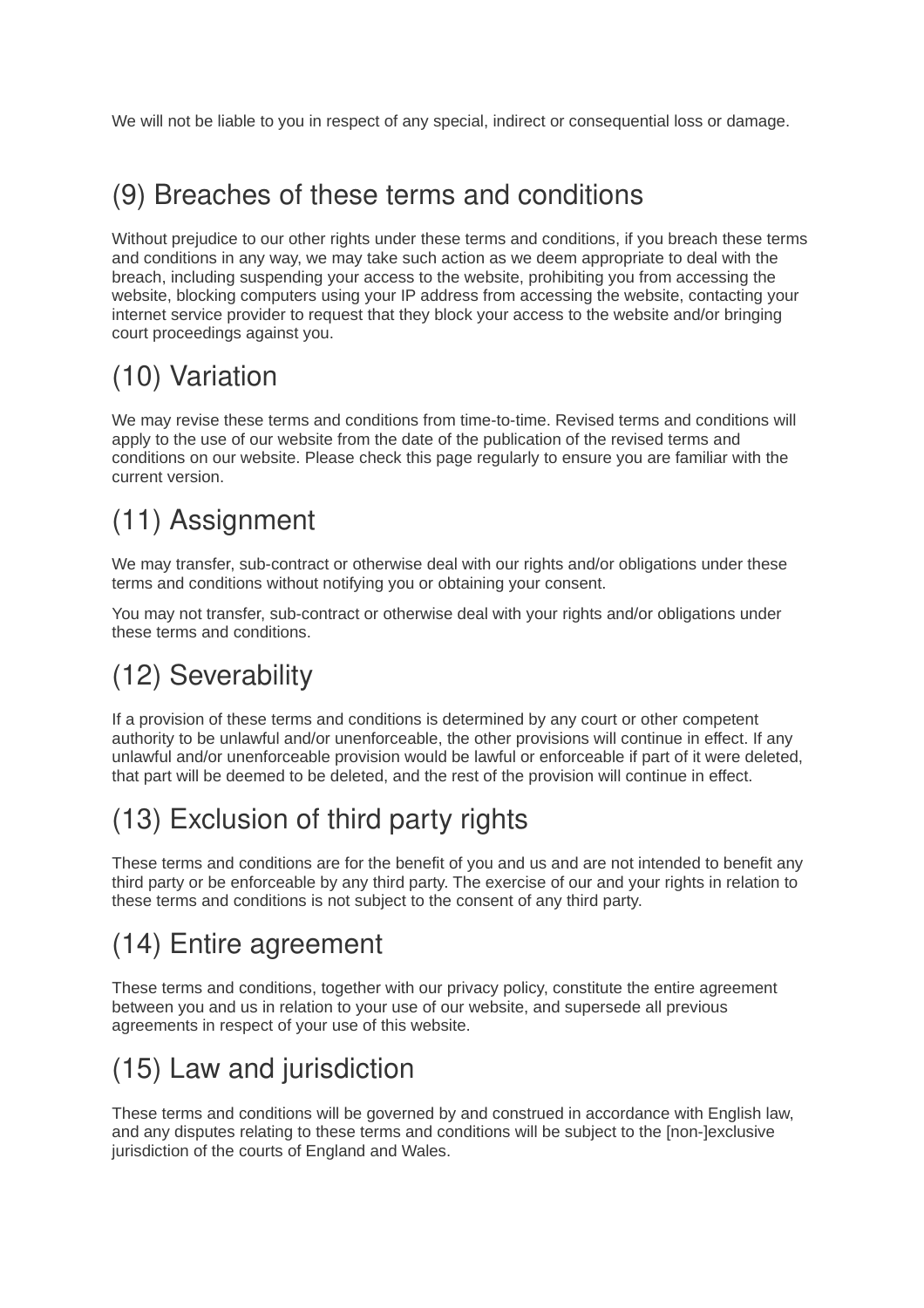We will not be liable to you in respect of any special, indirect or consequential loss or damage.

## (9) Breaches of these terms and conditions

Without prejudice to our other rights under these terms and conditions, if you breach these terms and conditions in any way, we may take such action as we deem appropriate to deal with the breach, including suspending your access to the website, prohibiting you from accessing the website, blocking computers using your IP address from accessing the website, contacting your internet service provider to request that they block your access to the website and/or bringing court proceedings against you.

## (10) Variation

We may revise these terms and conditions from time-to-time. Revised terms and conditions will apply to the use of our website from the date of the publication of the revised terms and conditions on our website. Please check this page regularly to ensure you are familiar with the current version.

## (11) Assignment

We may transfer, sub-contract or otherwise deal with our rights and/or obligations under these terms and conditions without notifying you or obtaining your consent.

You may not transfer, sub-contract or otherwise deal with your rights and/or obligations under these terms and conditions.

## (12) Severability

If a provision of these terms and conditions is determined by any court or other competent authority to be unlawful and/or unenforceable, the other provisions will continue in effect. If any unlawful and/or unenforceable provision would be lawful or enforceable if part of it were deleted, that part will be deemed to be deleted, and the rest of the provision will continue in effect.

## (13) Exclusion of third party rights

These terms and conditions are for the benefit of you and us and are not intended to benefit any third party or be enforceable by any third party. The exercise of our and your rights in relation to these terms and conditions is not subject to the consent of any third party.

## (14) Entire agreement

These terms and conditions, together with our privacy policy, constitute the entire agreement between you and us in relation to your use of our website, and supersede all previous agreements in respect of your use of this website.

## (15) Law and jurisdiction

These terms and conditions will be governed by and construed in accordance with English law, and any disputes relating to these terms and conditions will be subject to the [non-]exclusive jurisdiction of the courts of England and Wales.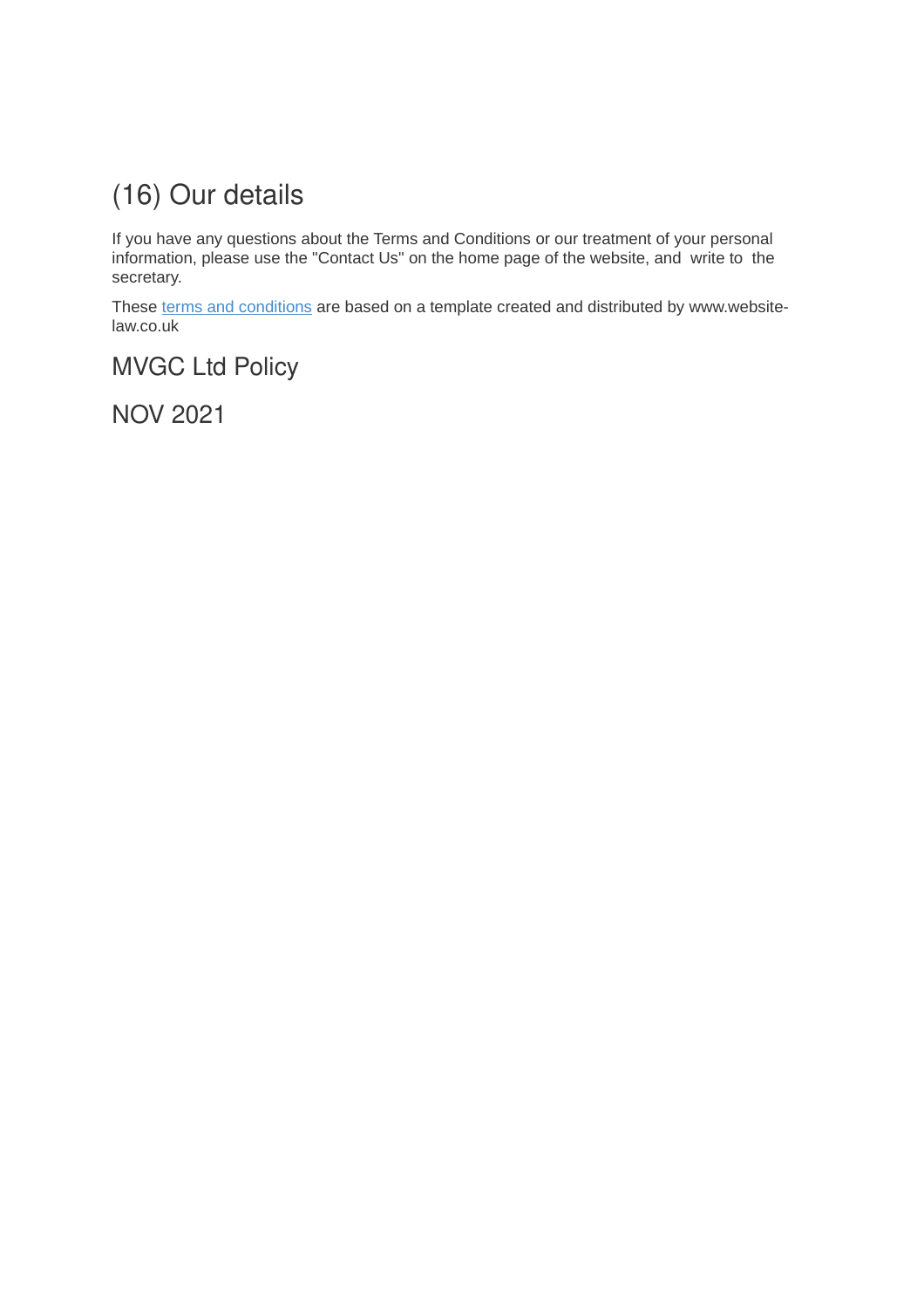## (16) Our details

If you have any questions about the Terms and Conditions or our treatment of your personal information, please use the "Contact Us" on the home page of the website, and write to the secretary.

These terms and conditions are based on a template created and distributed by www.website-law.co.uk

MVGC Ltd Policy

NOV 2021